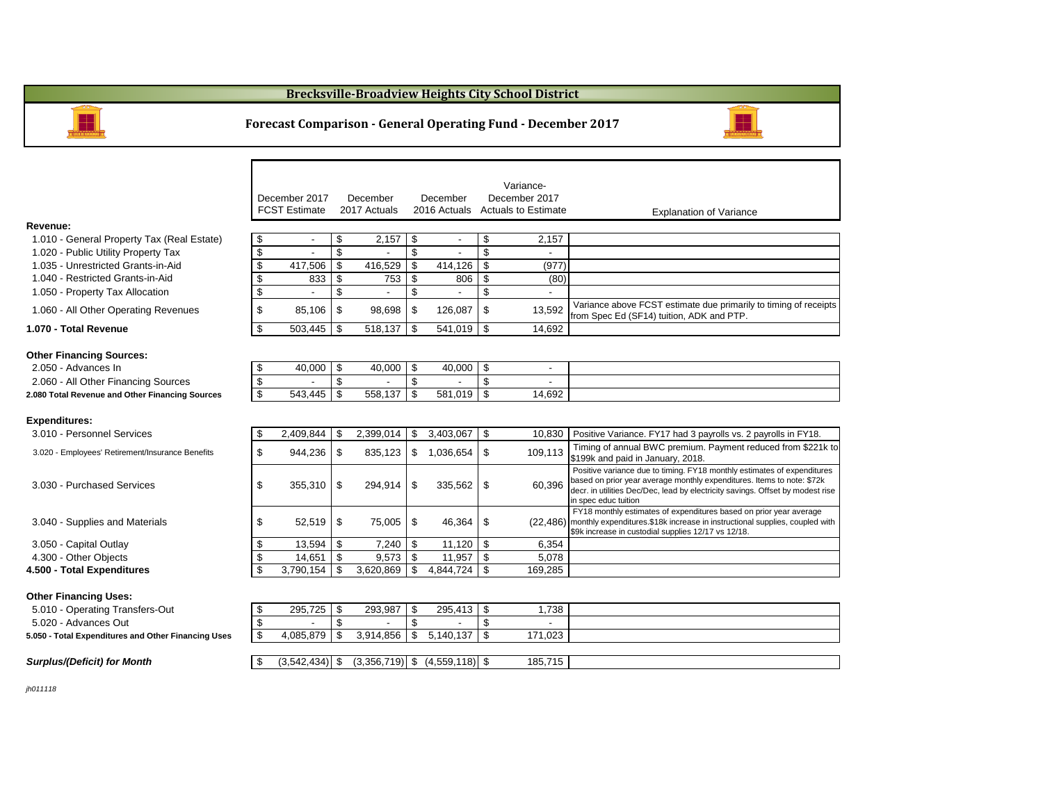# Brecksville-Broadview Heights City School District

## Forecast Comparison - General Operating Fund - December 2017

| | December 2017 FCST Estimate | December 2017 Actuals | December 2016 Actuals | Variance- December 2017 Actuals to Estimate | Explanation of Variance |
|---|---|---|---|---|---|
| **Revenue:** | | | | | |
| 1.010 - General Property Tax (Real Estate) | $ - | $ 2,157 | $ - | $ 2,157 | |
| 1.020 - Public Utility Property Tax | $ - | $ - | $ - | $ - | |
| 1.035 - Unrestricted Grants-in-Aid | $ 417,506 | $ 416,529 | $ 414,126 | $ (977) | |
| 1.040 - Restricted Grants-in-Aid | $ 833 | $ 753 | $ 806 | $ (80) | |
| 1.050 - Property Tax Allocation | $ - | $ - | $ - | $ - | |
| 1.060 - All Other Operating Revenues | $ 85,106 | $ 98,698 | $ 126,087 | $ 13,592 | Variance above FCST estimate due primarily to timing of receipts from Spec Ed (SF14) tuition, ADK and PTP. |
| **1.070 - Total Revenue** | $ 503,445 | $ 518,137 | $ 541,019 | $ 14,692 | |
| **Other Financing Sources:** | | | | | |
| 2.050 - Advances In | $ 40,000 | $ 40,000 | $ 40,000 | $ - | |
| 2.060 - All Other Financing Sources | $ - | $ - | $ - | $ - | |
| **2.080 Total Revenue and Other Financing Sources** | $ 543,445 | $ 558,137 | $ 581,019 | $ 14,692 | |
| **Expenditures:** | | | | | |
| 3.010 - Personnel Services | $ 2,409,844 | $ 2,399,014 | $ 3,403,067 | $ 10,830 | Positive Variance. FY17 had 3 payrolls vs. 2 payrolls in FY18. |
| 3.020 - Employees' Retirement/Insurance Benefits | $ 944,236 | $ 835,123 | $ 1,036,654 | $ 109,113 | Timing of annual BWC premium. Payment reduced from $221k to $199k and paid in January, 2018. |
| 3.030 - Purchased Services | $ 355,310 | $ 294,914 | $ 335,562 | $ 60,396 | Positive variance due to timing. FY18 monthly estimates of expenditures based on prior year average monthly expenditures. Items to note: $72k decr. in utilities Dec/Dec, lead by electricity savings. Offset by modest rise in spec educ tuition |
| 3.040 - Supplies and Materials | $ 52,519 | $ 75,005 | $ 46,364 | $ (22,486) | FY18 monthly estimates of expenditures based on prior year average monthly expenditures.$18k increase in instructional supplies, coupled with $9k increase in custodial supplies 12/17 vs 12/18. |
| 3.050 - Capital Outlay | $ 13,594 | $ 7,240 | $ 11,120 | $ 6,354 | |
| 4.300 - Other Objects | $ 14,651 | $ 9,573 | $ 11,957 | $ 5,078 | |
| **4.500 - Total Expenditures** | $ 3,790,154 | $ 3,620,869 | $ 4,844,724 | $ 169,285 | |
| **Other Financing Uses:** | | | | | |
| 5.010 - Operating Transfers-Out | $ 295,725 | $ 293,987 | $ 295,413 | $ 1,738 | |
| 5.020 - Advances Out | $ - | $ - | $ - | $ - | |
| **5.050 - Total Expenditures and Other Financing Uses** | $ 4,085,879 | $ 3,914,856 | $ 5,140,137 | $ 171,023 | |
| ***Surplus/(Deficit) for Month*** | $ (3,542,434) | $ (3,356,719) | $ (4,559,118) | $ 185,715 | |

*jh011118*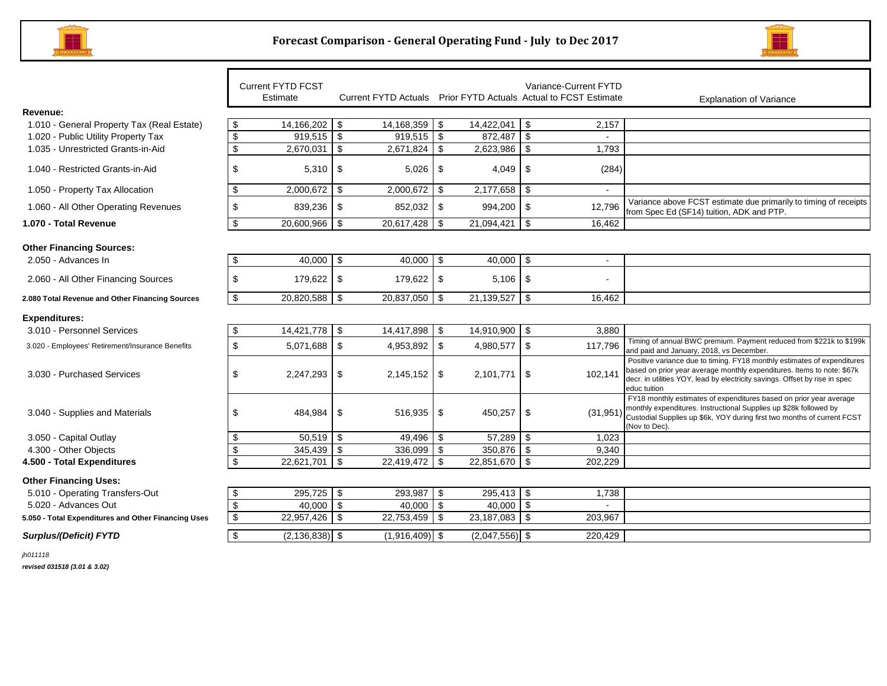# Forecast Comparison - General Operating Fund - July to Dec 2017

| | Current FYTD FCST Estimate | Current FYTD Actuals | Prior FYTD Actuals | Variance-Current FYTD Actual to FCST Estimate | Explanation of Variance |
|---|---|---|---|---|---|
| **Revenue:** | | | | | |
| 1.010 - General Property Tax (Real Estate) | $ 14,166,202 | $ 14,168,359 | $ 14,422,041 | $ 2,157 | |
| 1.020 - Public Utility Property Tax | $ 919,515 | $ 919,515 | $ 872,487 | $ - | |
| 1.035 - Unrestricted Grants-in-Aid | $ 2,670,031 | $ 2,671,824 | $ 2,623,986 | $ 1,793 | |
| 1.040 - Restricted Grants-in-Aid | $ 5,310 | $ 5,026 | $ 4,049 | $ (284) | |
| 1.050 - Property Tax Allocation | $ 2,000,672 | $ 2,000,672 | $ 2,177,658 | $ - | |
| 1.060 - All Other Operating Revenues | $ 839,236 | $ 852,032 | $ 994,200 | $ 12,796 | Variance above FCST estimate due primarily to timing of receipts from Spec Ed (SF14) tuition, ADK and PTP. |
| **1.070 - Total Revenue** | $ 20,600,966 | $ 20,617,428 | $ 21,094,421 | $ 16,462 | |
| **Other Financing Sources:** | | | | | |
| 2.050 - Advances In | $ 40,000 | $ 40,000 | $ 40,000 | $ - | |
| 2.060 - All Other Financing Sources | $ 179,622 | $ 179,622 | $ 5,106 | $ - | |
| **2.080 Total Revenue and Other Financing Sources** | $ 20,820,588 | $ 20,837,050 | $ 21,139,527 | $ 16,462 | |
| **Expenditures:** | | | | | |
| 3.010 - Personnel Services | $ 14,421,778 | $ 14,417,898 | $ 14,910,900 | $ 3,880 | |
| 3.020 - Employees' Retirement/Insurance Benefits | $ 5,071,688 | $ 4,953,892 | $ 4,980,577 | $ 117,796 | Timing of annual BWC premium. Payment reduced from $221k to $199k and paid and January, 2018, vs December. |
| 3.030 - Purchased Services | $ 2,247,293 | $ 2,145,152 | $ 2,101,771 | $ 102,141 | Positive variance due to timing. FY18 monthly estimates of expenditures based on prior year average monthly expenditures. Items to note: $67k decr. in utilities YOY, lead by electricity savings. Offset by rise in spec educ tuition |
| 3.040 - Supplies and Materials | $ 484,984 | $ 516,935 | $ 450,257 | $ (31,951) | FY18 monthly estimates of expenditures based on prior year average monthly expenditures. Instructional Supplies up $28k followed by Custodial Supplies up $6k, YOY during first two months of current FCST (Nov to Dec). |
| 3.050 - Capital Outlay | $ 50,519 | $ 49,496 | $ 57,289 | $ 1,023 | |
| 4.300 - Other Objects | $ 345,439 | $ 336,099 | $ 350,876 | $ 9,340 | |
| **4.500 - Total Expenditures** | $ 22,621,701 | $ 22,419,472 | $ 22,851,670 | $ 202,229 | |
| **Other Financing Uses:** | | | | | |
| 5.010 - Operating Transfers-Out | $ 295,725 | $ 293,987 | $ 295,413 | $ 1,738 | |
| 5.020 - Advances Out | $ 40,000 | $ 40,000 | $ 40,000 | $ - | |
| **5.050 - Total Expenditures and Other Financing Uses** | $ 22,957,426 | $ 22,753,459 | $ 23,187,083 | $ 203,967 | |
| ***Surplus/(Deficit) FYTD*** | $ (2,136,838) | $ (1,916,409) | $ (2,047,556) | $ 220,429 | |

*jh011118*

***revised 031518 (3.01 & 3.02)***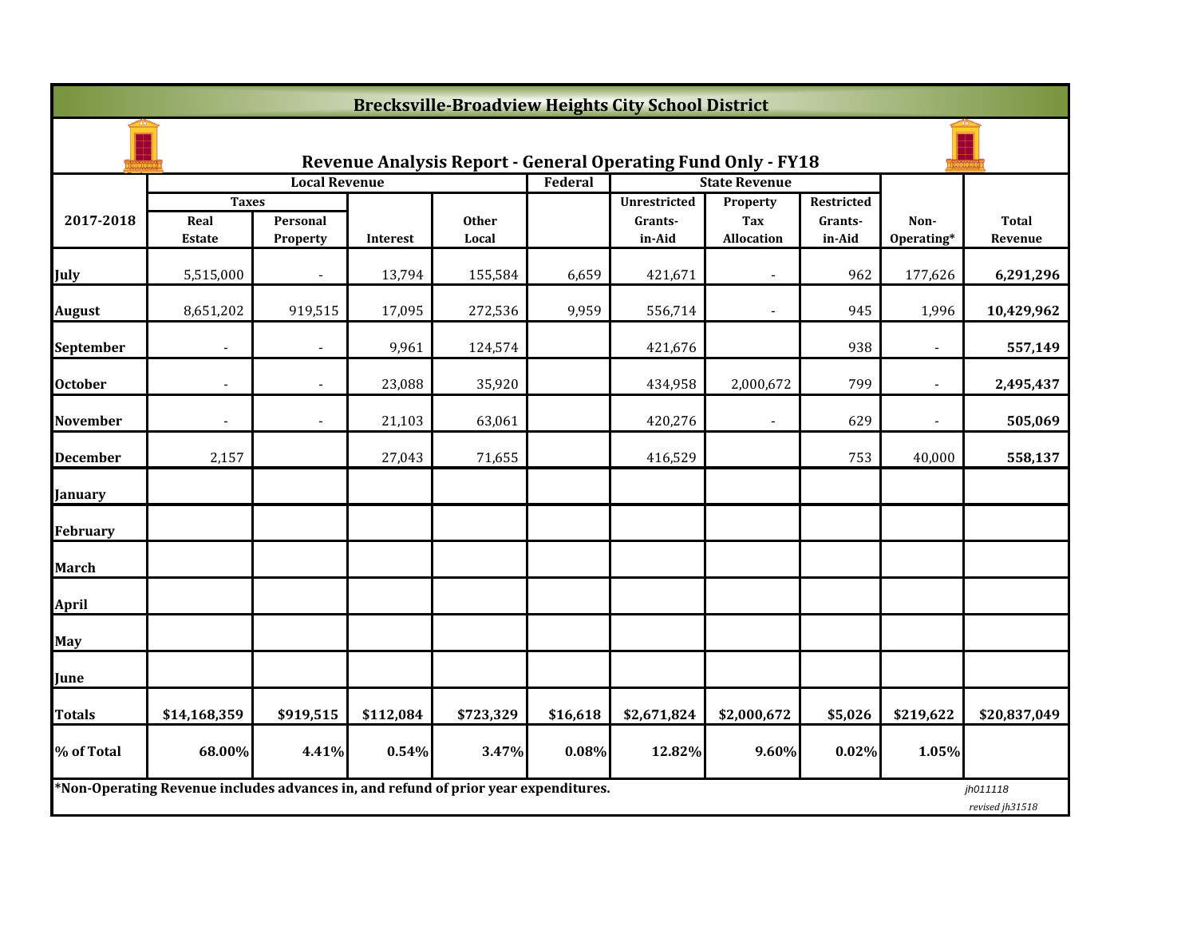# Brecksville-Broadview Heights City School District

## Revenue Analysis Report - General Operating Fund Only - FY18

| 2017-2018 | Local Revenue | | | | Federal | State Revenue | | | | |
|---|---|---|---|---|---|---|---|---|---|---|
| | Taxes | | | | | | | | | |
| | Real Estate | Personal Property | Interest | Other Local | | Unrestricted Grants-in-Aid | Property Tax Allocation | Restricted Grants-in-Aid | Non-Operating* | Total Revenue |
| July | 5,515,000 | - | 13,794 | 155,584 | 6,659 | 421,671 | - | 962 | 177,626 | **6,291,296** |
| August | 8,651,202 | 919,515 | 17,095 | 272,536 | 9,959 | 556,714 | - | 945 | 1,996 | **10,429,962** |
| September | - | - | 9,961 | 124,574 | | 421,676 | | 938 | - | **557,149** |
| October | - | - | 23,088 | 35,920 | | 434,958 | 2,000,672 | 799 | - | **2,495,437** |
| November | - | - | 21,103 | 63,061 | | 420,276 | - | 629 | - | **505,069** |
| December | 2,157 | | 27,043 | 71,655 | | 416,529 | | 753 | 40,000 | **558,137** |
| January | | | | | | | | | | |
| February | | | | | | | | | | |
| March | | | | | | | | | | |
| April | | | | | | | | | | |
| May | | | | | | | | | | |
| June | | | | | | | | | | |
| **Totals** | **$14,168,359** | **$919,515** | **$112,084** | **$723,329** | **$16,618** | **$2,671,824** | **$2,000,672** | **$5,026** | **$219,622** | **$20,837,049** |
| **% of Total** | **68.00%** | **4.41%** | **0.54%** | **3.47%** | **0.08%** | **12.82%** | **9.60%** | **0.02%** | **1.05%** | |

***Non-Operating Revenue includes advances in, and refund of prior year expenditures.**

*jh011118*
*revised jh31518*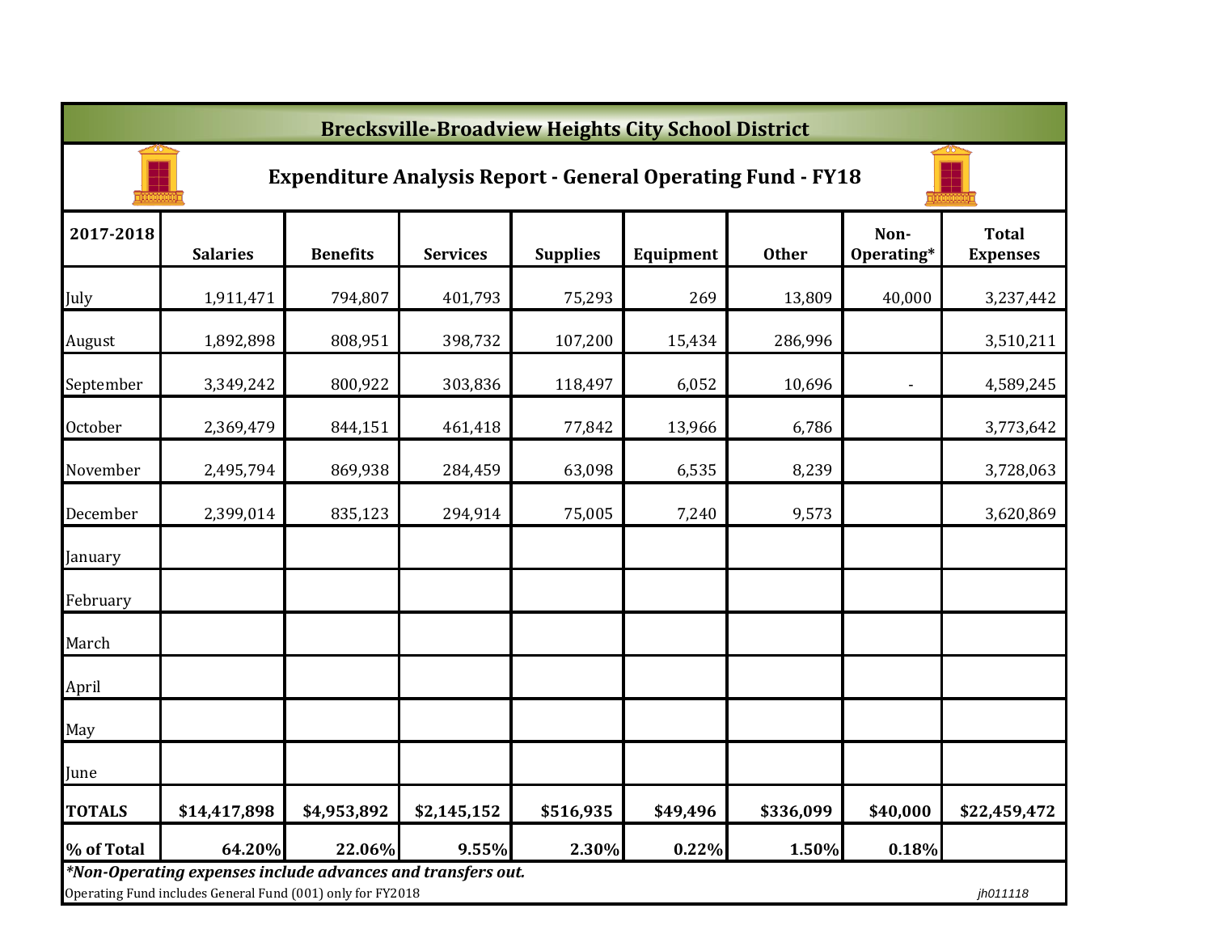# Brecksville-Broadview Heights City School District

## Expenditure Analysis Report - General Operating Fund - FY18

| 2017-2018 | Salaries | Benefits | Services | Supplies | Equipment | Other | Non-Operating* | Total Expenses |
|---|---|---|---|---|---|---|---|---|
| July | 1,911,471 | 794,807 | 401,793 | 75,293 | 269 | 13,809 | 40,000 | 3,237,442 |
| August | 1,892,898 | 808,951 | 398,732 | 107,200 | 15,434 | 286,996 | | 3,510,211 |
| September | 3,349,242 | 800,922 | 303,836 | 118,497 | 6,052 | 10,696 | - | 4,589,245 |
| October | 2,369,479 | 844,151 | 461,418 | 77,842 | 13,966 | 6,786 | | 3,773,642 |
| November | 2,495,794 | 869,938 | 284,459 | 63,098 | 6,535 | 8,239 | | 3,728,063 |
| December | 2,399,014 | 835,123 | 294,914 | 75,005 | 7,240 | 9,573 | | 3,620,869 |
| January | | | | | | | | |
| February | | | | | | | | |
| March | | | | | | | | |
| April | | | | | | | | |
| May | | | | | | | | |
| June | | | | | | | | |
| **TOTALS** | **$14,417,898** | **$4,953,892** | **$2,145,152** | **$516,935** | **$49,496** | **$336,099** | **$40,000** | **$22,459,472** |
| **% of Total** | **64.20%** | **22.06%** | **9.55%** | **2.30%** | **0.22%** | **1.50%** | **0.18%** | |

***Non-Operating expenses include advances and transfers out.***

Operating Fund includes General Fund (001) only for FY2018

*jh011118*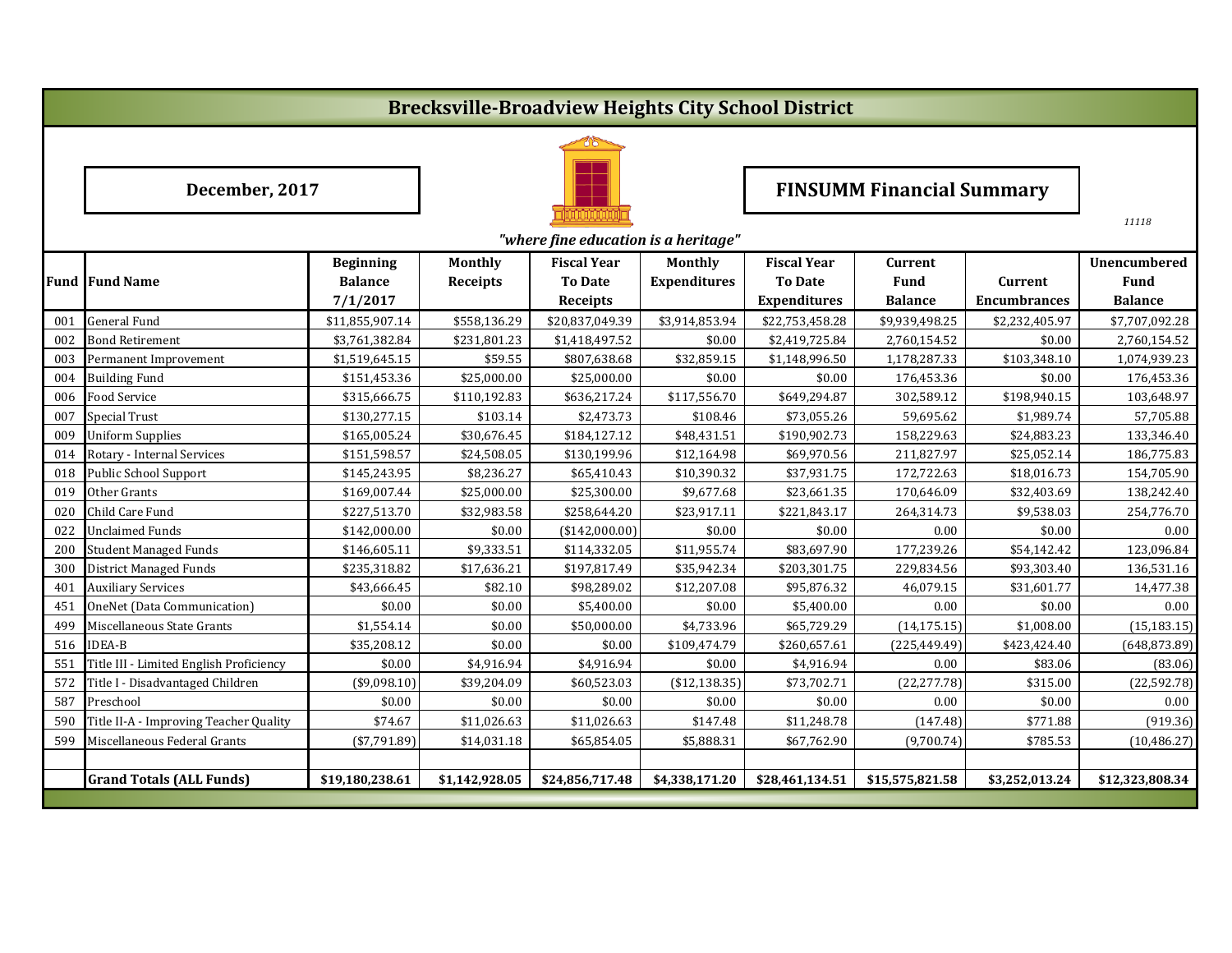# Brecksville-Broadview Heights City School District

**December, 2017**

**FINSUMM Financial Summary**

*11118*

*"where fine education is a heritage"*

| Fund | Fund Name | Beginning Balance 7/1/2017 | Monthly Receipts | Fiscal Year To Date Receipts | Monthly Expenditures | Fiscal Year To Date Expenditures | Current Fund Balance | Current Encumbrances | Unencumbered Fund Balance |
|---|---|---|---|---|---|---|---|---|---|
| 001 | General Fund | $11,855,907.14 | $558,136.29 | $20,837,049.39 | $3,914,853.94 | $22,753,458.28 | $9,939,498.25 | $2,232,405.97 | $7,707,092.28 |
| 002 | Bond Retirement | $3,761,382.84 | $231,801.23 | $1,418,497.52 | $0.00 | $2,419,725.84 | 2,760,154.52 | $0.00 | 2,760,154.52 |
| 003 | Permanent Improvement | $1,519,645.15 | $59.55 | $807,638.68 | $32,859.15 | $1,148,996.50 | 1,178,287.33 | $103,348.10 | 1,074,939.23 |
| 004 | Building Fund | $151,453.36 | $25,000.00 | $25,000.00 | $0.00 | $0.00 | 176,453.36 | $0.00 | 176,453.36 |
| 006 | Food Service | $315,666.75 | $110,192.83 | $636,217.24 | $117,556.70 | $649,294.87 | 302,589.12 | $198,940.15 | 103,648.97 |
| 007 | Special Trust | $130,277.15 | $103.14 | $2,473.73 | $108.46 | $73,055.26 | 59,695.62 | $1,989.74 | 57,705.88 |
| 009 | Uniform Supplies | $165,005.24 | $30,676.45 | $184,127.12 | $48,431.51 | $190,902.73 | 158,229.63 | $24,883.23 | 133,346.40 |
| 014 | Rotary - Internal Services | $151,598.57 | $24,508.05 | $130,199.96 | $12,164.98 | $69,970.56 | 211,827.97 | $25,052.14 | 186,775.83 |
| 018 | Public School Support | $145,243.95 | $8,236.27 | $65,410.43 | $10,390.32 | $37,931.75 | 172,722.63 | $18,016.73 | 154,705.90 |
| 019 | Other Grants | $169,007.44 | $25,000.00 | $25,300.00 | $9,677.68 | $23,661.35 | 170,646.09 | $32,403.69 | 138,242.40 |
| 020 | Child Care Fund | $227,513.70 | $32,983.58 | $258,644.20 | $23,917.11 | $221,843.17 | 264,314.73 | $9,538.03 | 254,776.70 |
| 022 | Unclaimed Funds | $142,000.00 | $0.00 | ($142,000.00) | $0.00 | $0.00 | 0.00 | $0.00 | 0.00 |
| 200 | Student Managed Funds | $146,605.11 | $9,333.51 | $114,332.05 | $11,955.74 | $83,697.90 | 177,239.26 | $54,142.42 | 123,096.84 |
| 300 | District Managed Funds | $235,318.82 | $17,636.21 | $197,817.49 | $35,942.34 | $203,301.75 | 229,834.56 | $93,303.40 | 136,531.16 |
| 401 | Auxiliary Services | $43,666.45 | $82.10 | $98,289.02 | $12,207.08 | $95,876.32 | 46,079.15 | $31,601.77 | 14,477.38 |
| 451 | OneNet (Data Communication) | $0.00 | $0.00 | $5,400.00 | $0.00 | $5,400.00 | 0.00 | $0.00 | 0.00 |
| 499 | Miscellaneous State Grants | $1,554.14 | $0.00 | $50,000.00 | $4,733.96 | $65,729.29 | (14,175.15) | $1,008.00 | (15,183.15) |
| 516 | IDEA-B | $35,208.12 | $0.00 | $0.00 | $109,474.79 | $260,657.61 | (225,449.49) | $423,424.40 | (648,873.89) |
| 551 | Title III - Limited English Proficiency | $0.00 | $4,916.94 | $4,916.94 | $0.00 | $4,916.94 | 0.00 | $83.06 | (83.06) |
| 572 | Title I - Disadvantaged Children | ($9,098.10) | $39,204.09 | $60,523.03 | ($12,138.35) | $73,702.71 | (22,277.78) | $315.00 | (22,592.78) |
| 587 | Preschool | $0.00 | $0.00 | $0.00 | $0.00 | $0.00 | 0.00 | $0.00 | 0.00 |
| 590 | Title II-A - Improving Teacher Quality | $74.67 | $11,026.63 | $11,026.63 | $147.48 | $11,248.78 | (147.48) | $771.88 | (919.36) |
| 599 | Miscellaneous Federal Grants | ($7,791.89) | $14,031.18 | $65,854.05 | $5,888.31 | $67,762.90 | (9,700.74) | $785.53 | (10,486.27) |
| | **Grand Totals (ALL Funds)** | **$19,180,238.61** | **$1,142,928.05** | **$24,856,717.48** | **$4,338,171.20** | **$28,461,134.51** | **$15,575,821.58** | **$3,252,013.24** | **$12,323,808.34** |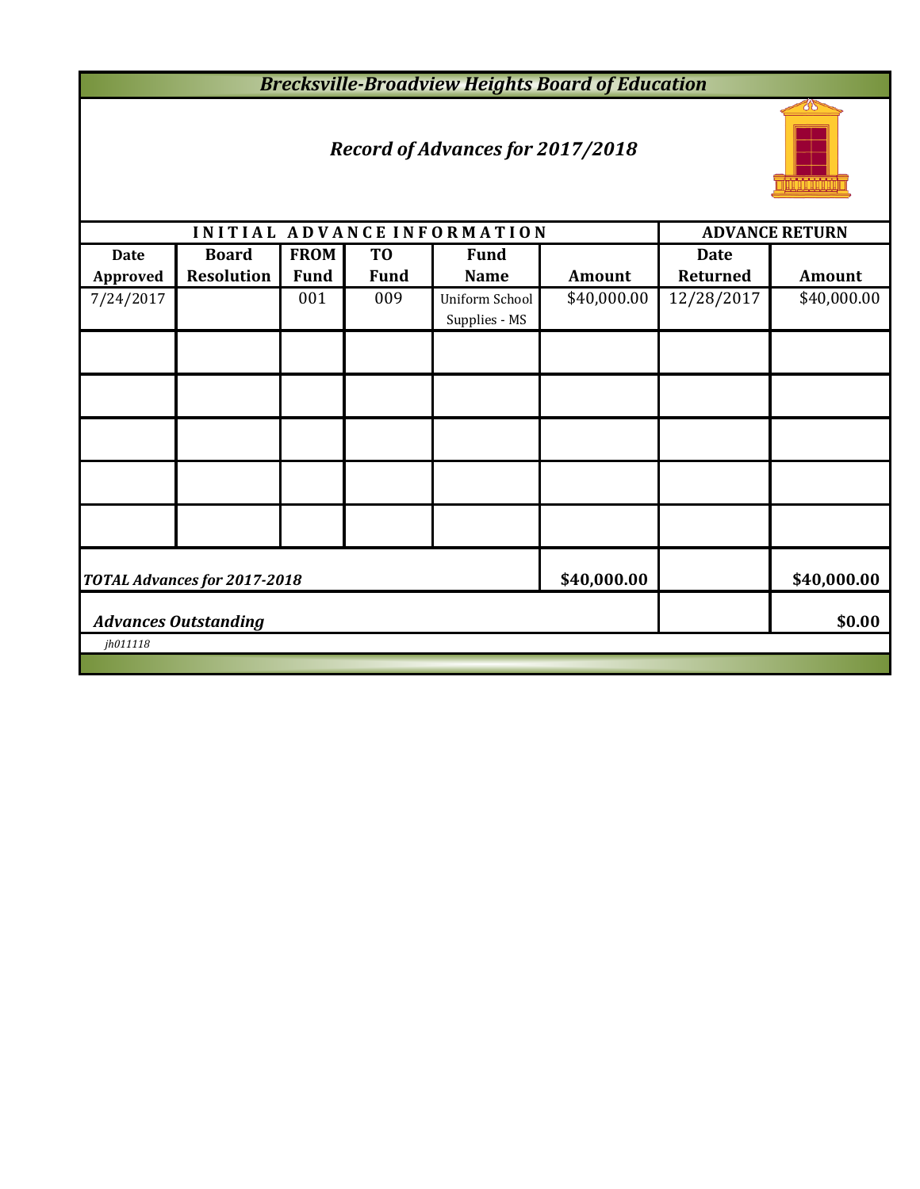# *Brecksville-Broadview Heights Board of Education*

## *Record of Advances for 2017/2018*

| INITIAL ADVANCE INFORMATION | | | | | | ADVANCE RETURN | |
|---|---|---|---|---|---|---|---|
| Date Approved | Board Resolution | FROM Fund | TO Fund | Fund Name | Amount | Date Returned | Amount |
| 7/24/2017 | | 001 | 009 | Uniform School Supplies - MS | $40,000.00 | 12/28/2017 | $40,000.00 |
| | | | | | | | |
| | | | | | | | |
| | | | | | | | |
| | | | | | | | |
| | | | | | | | |
| ***TOTAL Advances for 2017-2018*** | | | | | **$40,000.00** | | **$40,000.00** |
| ***Advances Outstanding*** | | | | | | | **$0.00** |

*jh011118*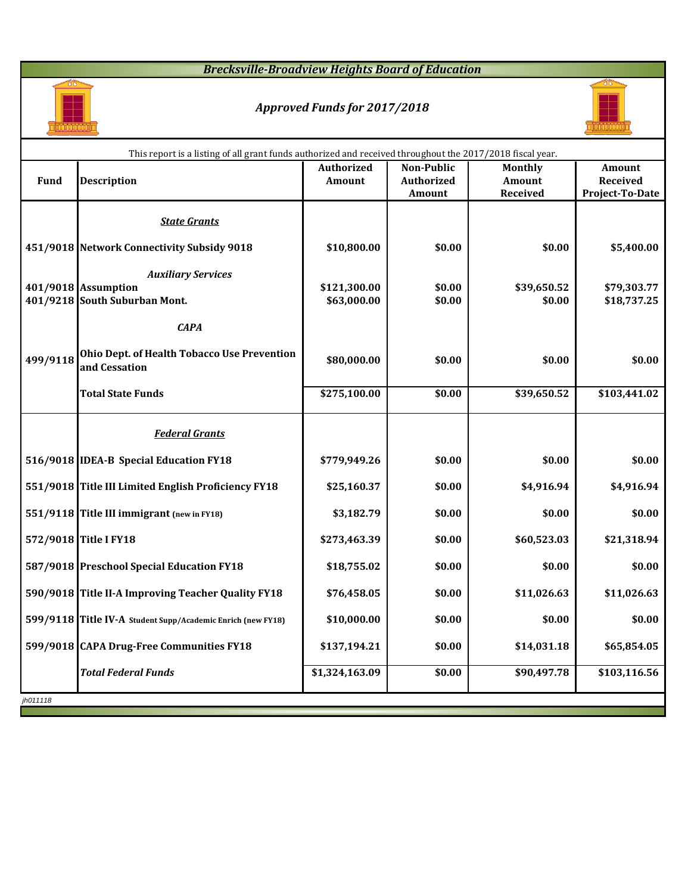# *Brecksville-Broadview Heights Board of Education*

## *Approved Funds for 2017/2018*

This report is a listing of all grant funds authorized and received throughout the 2017/2018 fiscal year.

| Fund | Description | Authorized Amount | Non-Public Authorized Amount | Monthly Amount Received | Amount Received Project-To-Date |
|---|---|---|---|---|---|
| | ***State Grants*** | | | | |
| 451/9018 | **Network Connectivity Subsidy 9018** | $10,800.00 | $0.00 | $0.00 | $5,400.00 |
| | ***Auxiliary Services*** | | | | |
| 401/9018 | **Assumption** | $121,300.00 | $0.00 | $39,650.52 | $79,303.77 |
| 401/9218 | **South Suburban Mont.** | $63,000.00 | $0.00 | $0.00 | $18,737.25 |
| | ***CAPA*** | | | | |
| 499/9118 | **Ohio Dept. of Health Tobacco Use Prevention and Cessation** | $80,000.00 | $0.00 | $0.00 | $0.00 |
| | **Total State Funds** | $275,100.00 | $0.00 | $39,650.52 | $103,441.02 |
| | ***Federal Grants*** | | | | |
| 516/9018 | **IDEA-B Special Education FY18** | $779,949.26 | $0.00 | $0.00 | $0.00 |
| 551/9018 | **Title III Limited English Proficiency FY18** | $25,160.37 | $0.00 | $4,916.94 | $4,916.94 |
| 551/9118 | **Title III immigrant** (new in FY18) | $3,182.79 | $0.00 | $0.00 | $0.00 |
| 572/9018 | **Title I FY18** | $273,463.39 | $0.00 | $60,523.03 | $21,318.94 |
| 587/9018 | **Preschool Special Education FY18** | $18,755.02 | $0.00 | $0.00 | $0.00 |
| 590/9018 | **Title II-A Improving Teacher Quality FY18** | $76,458.05 | $0.00 | $11,026.63 | $11,026.63 |
| 599/9118 | **Title IV-A** Student Supp/Academic Enrich (new FY18) | $10,000.00 | $0.00 | $0.00 | $0.00 |
| 599/9018 | **CAPA Drug-Free Communities FY18** | $137,194.21 | $0.00 | $14,031.18 | $65,854.05 |
| | ***Total Federal Funds*** | $1,324,163.09 | $0.00 | $90,497.78 | $103,116.56 |

jh011118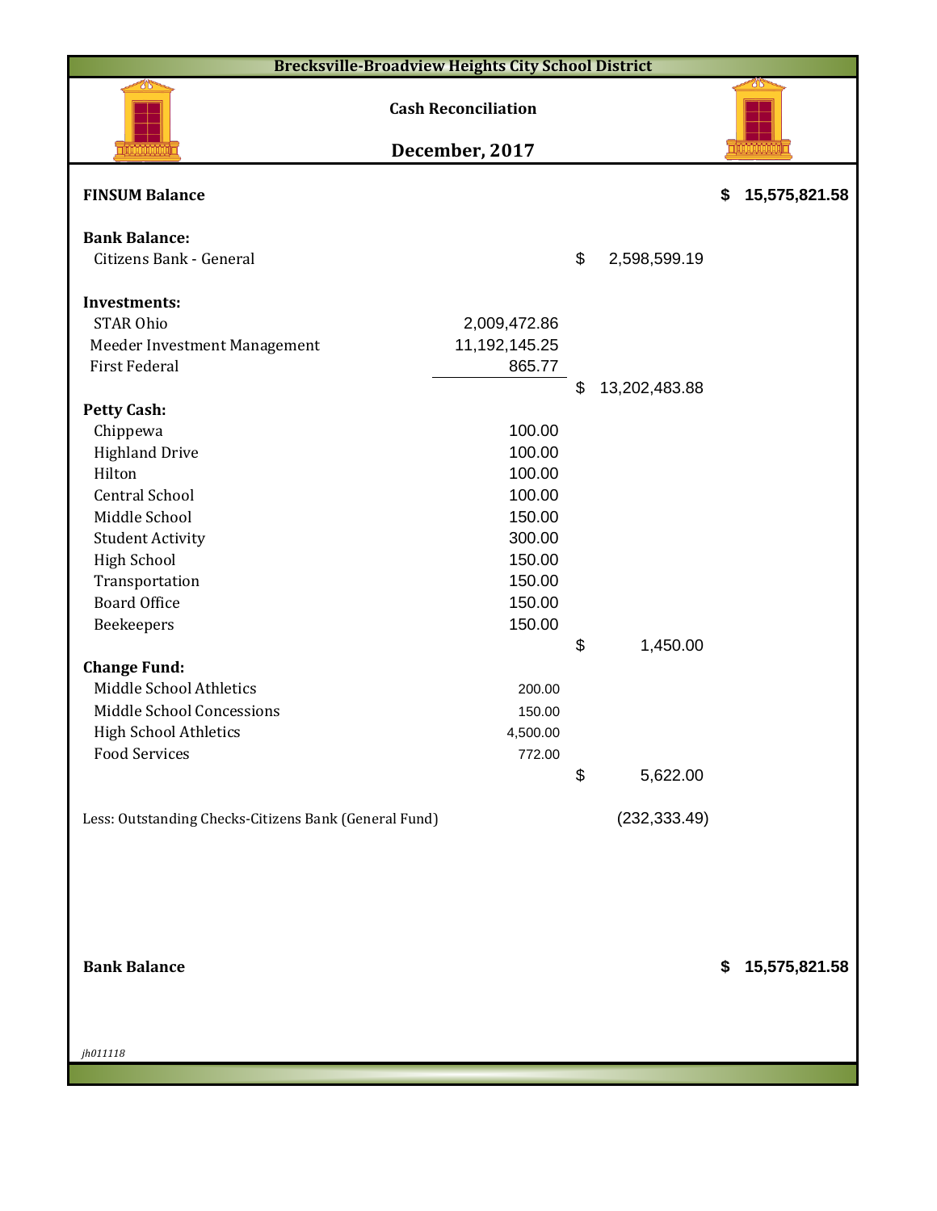**Brecksville-Broadview Heights City School District**

## Cash Reconciliation

## December, 2017

| | | | |
|---|---|---|---|
| **FINSUM Balance** | | | $ 15,575,821.58 |
| **Bank Balance:** | | | |
| Citizens Bank - General | | $ 2,598,599.19 | |
| **Investments:** | | | |
| STAR Ohio | 2,009,472.86 | | |
| Meeder Investment Management | 11,192,145.25 | | |
| First Federal | 865.77 | | |
| | | $ 13,202,483.88 | |
| **Petty Cash:** | | | |
| Chippewa | 100.00 | | |
| Highland Drive | 100.00 | | |
| Hilton | 100.00 | | |
| Central School | 100.00 | | |
| Middle School | 150.00 | | |
| Student Activity | 300.00 | | |
| High School | 150.00 | | |
| Transportation | 150.00 | | |
| Board Office | 150.00 | | |
| Beekeepers | 150.00 | | |
| | | $ 1,450.00 | |
| **Change Fund:** | | | |
| Middle School Athletics | 200.00 | | |
| Middle School Concessions | 150.00 | | |
| High School Athletics | 4,500.00 | | |
| Food Services | 772.00 | | |
| | | $ 5,622.00 | |
| Less: Outstanding Checks-Citizens Bank (General Fund) | | (232,333.49) | |
| **Bank Balance** | | | $ 15,575,821.58 |

*jh011118*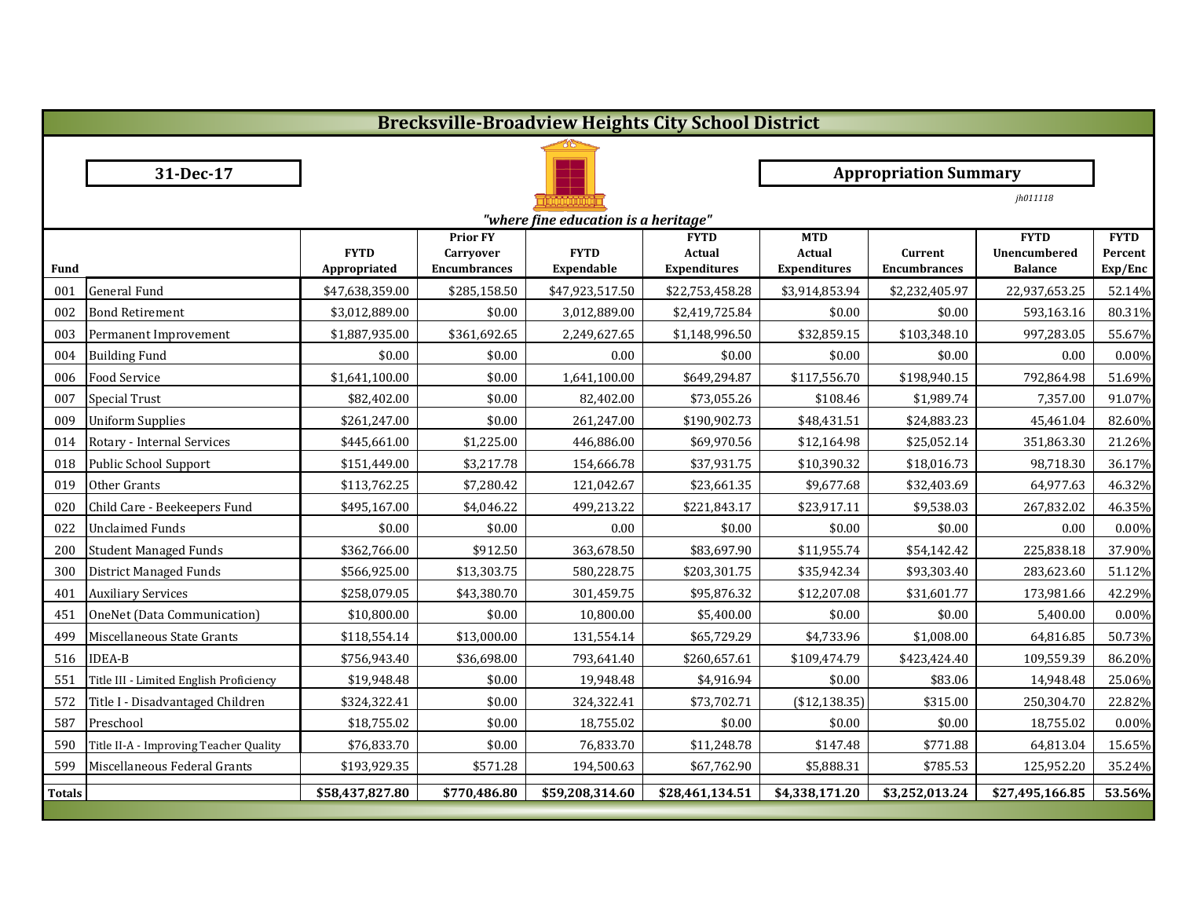# Brecksville-Broadview Heights City School District

**31-Dec-17**

**Appropriation Summary**

*jh011118*

*"where fine education is a heritage"*

| Fund | | FYTD Appropriated | Prior FY Carryover Encumbrances | FYTD Expendable | FYTD Actual Expenditures | MTD Actual Expenditures | Current Encumbrances | FYTD Unencumbered Balance | FYTD Percent Exp/Enc |
|---|---|---|---|---|---|---|---|---|---|
| 001 | General Fund | $47,638,359.00 | $285,158.50 | $47,923,517.50 | $22,753,458.28 | $3,914,853.94 | $2,232,405.97 | 22,937,653.25 | 52.14% |
| 002 | Bond Retirement | $3,012,889.00 | $0.00 | 3,012,889.00 | $2,419,725.84 | $0.00 | $0.00 | 593,163.16 | 80.31% |
| 003 | Permanent Improvement | $1,887,935.00 | $361,692.65 | 2,249,627.65 | $1,148,996.50 | $32,859.15 | $103,348.10 | 997,283.05 | 55.67% |
| 004 | Building Fund | $0.00 | $0.00 | 0.00 | $0.00 | $0.00 | $0.00 | 0.00 | 0.00% |
| 006 | Food Service | $1,641,100.00 | $0.00 | 1,641,100.00 | $649,294.87 | $117,556.70 | $198,940.15 | 792,864.98 | 51.69% |
| 007 | Special Trust | $82,402.00 | $0.00 | 82,402.00 | $73,055.26 | $108.46 | $1,989.74 | 7,357.00 | 91.07% |
| 009 | Uniform Supplies | $261,247.00 | $0.00 | 261,247.00 | $190,902.73 | $48,431.51 | $24,883.23 | 45,461.04 | 82.60% |
| 014 | Rotary - Internal Services | $445,661.00 | $1,225.00 | 446,886.00 | $69,970.56 | $12,164.98 | $25,052.14 | 351,863.30 | 21.26% |
| 018 | Public School Support | $151,449.00 | $3,217.78 | 154,666.78 | $37,931.75 | $10,390.32 | $18,016.73 | 98,718.30 | 36.17% |
| 019 | Other Grants | $113,762.25 | $7,280.42 | 121,042.67 | $23,661.35 | $9,677.68 | $32,403.69 | 64,977.63 | 46.32% |
| 020 | Child Care - Beekeepers Fund | $495,167.00 | $4,046.22 | 499,213.22 | $221,843.17 | $23,917.11 | $9,538.03 | 267,832.02 | 46.35% |
| 022 | Unclaimed Funds | $0.00 | $0.00 | 0.00 | $0.00 | $0.00 | $0.00 | 0.00 | 0.00% |
| 200 | Student Managed Funds | $362,766.00 | $912.50 | 363,678.50 | $83,697.90 | $11,955.74 | $54,142.42 | 225,838.18 | 37.90% |
| 300 | District Managed Funds | $566,925.00 | $13,303.75 | 580,228.75 | $203,301.75 | $35,942.34 | $93,303.40 | 283,623.60 | 51.12% |
| 401 | Auxiliary Services | $258,079.05 | $43,380.70 | 301,459.75 | $95,876.32 | $12,207.08 | $31,601.77 | 173,981.66 | 42.29% |
| 451 | OneNet (Data Communication) | $10,800.00 | $0.00 | 10,800.00 | $5,400.00 | $0.00 | $0.00 | 5,400.00 | 0.00% |
| 499 | Miscellaneous State Grants | $118,554.14 | $13,000.00 | 131,554.14 | $65,729.29 | $4,733.96 | $1,008.00 | 64,816.85 | 50.73% |
| 516 | IDEA-B | $756,943.40 | $36,698.00 | 793,641.40 | $260,657.61 | $109,474.79 | $423,424.40 | 109,559.39 | 86.20% |
| 551 | Title III - Limited English Proficiency | $19,948.48 | $0.00 | 19,948.48 | $4,916.94 | $0.00 | $83.06 | 14,948.48 | 25.06% |
| 572 | Title I - Disadvantaged Children | $324,322.41 | $0.00 | 324,322.41 | $73,702.71 | ($12,138.35) | $315.00 | 250,304.70 | 22.82% |
| 587 | Preschool | $18,755.02 | $0.00 | 18,755.02 | $0.00 | $0.00 | $0.00 | 18,755.02 | 0.00% |
| 590 | Title II-A - Improving Teacher Quality | $76,833.70 | $0.00 | 76,833.70 | $11,248.78 | $147.48 | $771.88 | 64,813.04 | 15.65% |
| 599 | Miscellaneous Federal Grants | $193,929.35 | $571.28 | 194,500.63 | $67,762.90 | $5,888.31 | $785.53 | 125,952.20 | 35.24% |
| **Totals** | | **$58,437,827.80** | **$770,486.80** | **$59,208,314.60** | **$28,461,134.51** | **$4,338,171.20** | **$3,252,013.24** | **$27,495,166.85** | **53.56%** |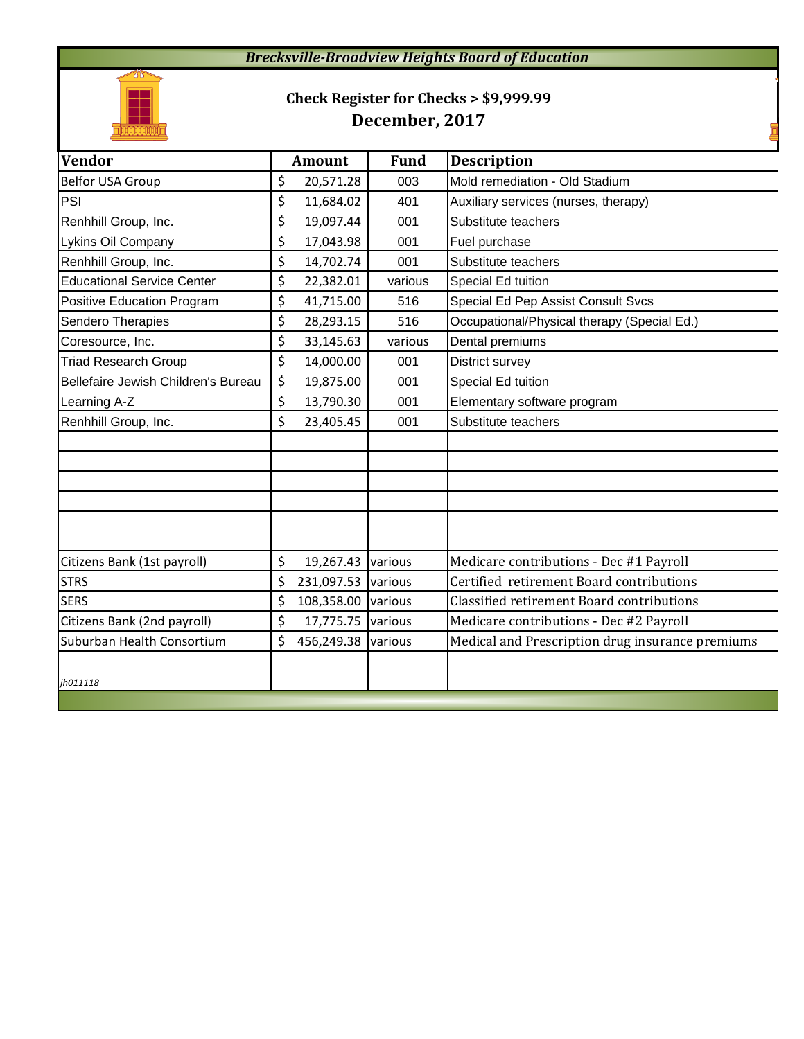*Brecksville-Broadview Heights Board of Education*

## Check Register for Checks > $9,999.99
## December, 2017

| Vendor | Amount | Fund | Description |
|---|---|---|---|
| Belfor USA Group | $ 20,571.28 | 003 | Mold remediation - Old Stadium |
| PSI | $ 11,684.02 | 401 | Auxiliary services (nurses, therapy) |
| Renhhill Group, Inc. | $ 19,097.44 | 001 | Substitute teachers |
| Lykins Oil Company | $ 17,043.98 | 001 | Fuel purchase |
| Renhhill Group, Inc. | $ 14,702.74 | 001 | Substitute teachers |
| Educational Service Center | $ 22,382.01 | various | Special Ed tuition |
| Positive Education Program | $ 41,715.00 | 516 | Special Ed Pep Assist Consult Svcs |
| Sendero Therapies | $ 28,293.15 | 516 | Occupational/Physical therapy (Special Ed.) |
| Coresource, Inc. | $ 33,145.63 | various | Dental premiums |
| Triad Research Group | $ 14,000.00 | 001 | District survey |
| Bellefaire Jewish Children's Bureau | $ 19,875.00 | 001 | Special Ed tuition |
| Learning A-Z | $ 13,790.30 | 001 | Elementary software program |
| Renhhill Group, Inc. | $ 23,405.45 | 001 | Substitute teachers |
| | | | |
| | | | |
| | | | |
| | | | |
| | | | |
| | | | |
| Citizens Bank (1st payroll) | $ 19,267.43 | various | Medicare contributions - Dec #1 Payroll |
| STRS | $ 231,097.53 | various | Certified retirement Board contributions |
| SERS | $ 108,358.00 | various | Classified retirement Board contributions |
| Citizens Bank (2nd payroll) | $ 17,775.75 | various | Medicare contributions - Dec #2 Payroll |
| Suburban Health Consortium | $ 456,249.38 | various | Medical and Prescription drug insurance premiums |
| | | | |
| *jh011118* | | | |